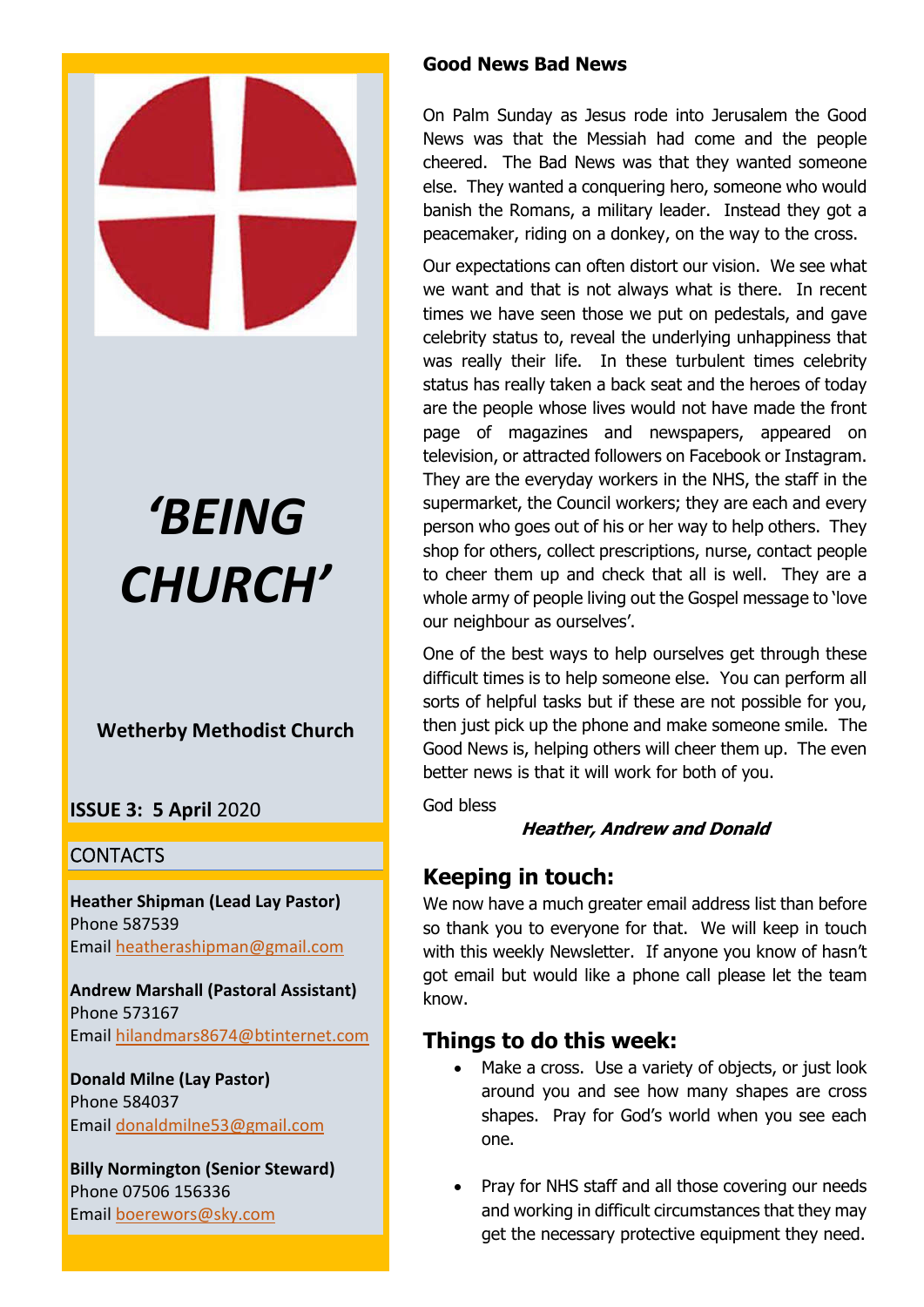# ‘BEING CHURCH’

**Wetherby Methodist Church**

**ISSUE 3: 5 April** 2020

## CONTACTS

**Heather Shipman (Lead Lay Pastor)**
Phone 587539
Email heatherashipman@gmail.com

**Andrew Marshall (Pastoral Assistant)**
Phone 573167
Email hilandmars8674@btinternet.com

**Donald Milne (Lay Pastor)**
Phone 584037
Email donaldmilne53@gmail.com

**Billy Normington (Senior Steward)**
Phone 07506 156336
Email boerewors@sky.com

### Good News Bad News

On Palm Sunday as Jesus rode into Jerusalem the Good News was that the Messiah had come and the people cheered. The Bad News was that they wanted someone else. They wanted a conquering hero, someone who would banish the Romans, a military leader. Instead they got a peacemaker, riding on a donkey, on the way to the cross.

Our expectations can often distort our vision. We see what we want and that is not always what is there. In recent times we have seen those we put on pedestals, and gave celebrity status to, reveal the underlying unhappiness that was really their life. In these turbulent times celebrity status has really taken a back seat and the heroes of today are the people whose lives would not have made the front page of magazines and newspapers, appeared on television, or attracted followers on Facebook or Instagram. They are the everyday workers in the NHS, the staff in the supermarket, the Council workers; they are each and every person who goes out of his or her way to help others. They shop for others, collect prescriptions, nurse, contact people to cheer them up and check that all is well. They are a whole army of people living out the Gospel message to 'love our neighbour as ourselves'.

One of the best ways to help ourselves get through these difficult times is to help someone else. You can perform all sorts of helpful tasks but if these are not possible for you, then just pick up the phone and make someone smile. The Good News is, helping others will cheer them up. The even better news is that it will work for both of you.

God bless

***Heather, Andrew and Donald***

## Keeping in touch:

We now have a much greater email address list than before so thank you to everyone for that. We will keep in touch with this weekly Newsletter. If anyone you know of hasn't got email but would like a phone call please let the team know.

## Things to do this week:

- Make a cross. Use a variety of objects, or just look around you and see how many shapes are cross shapes. Pray for God's world when you see each one.
- Pray for NHS staff and all those covering our needs and working in difficult circumstances that they may get the necessary protective equipment they need.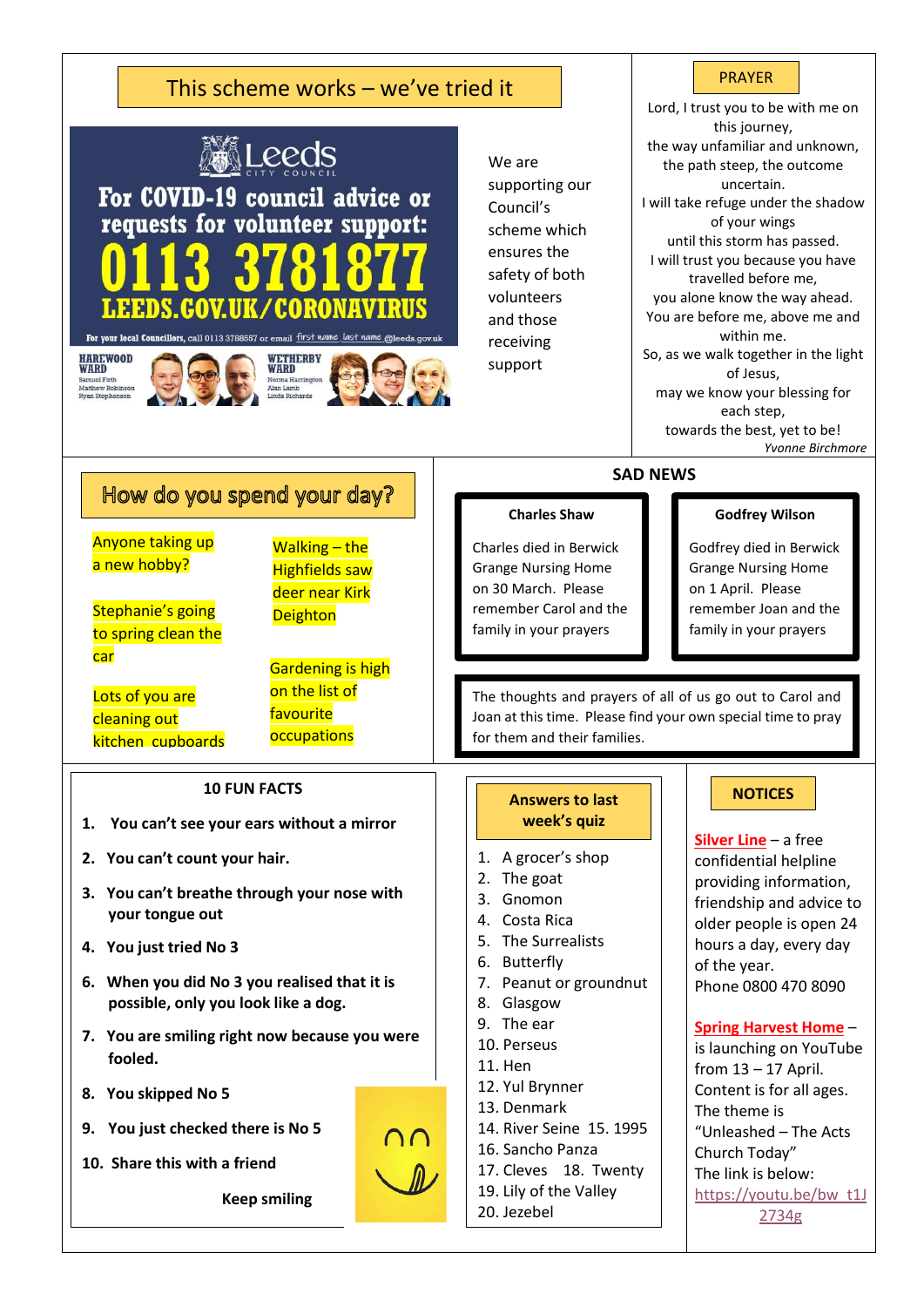## This scheme works – we've tried it

Leeds City Council

**For COVID-19 council advice or requests for volunteer support:**

**0113 3781877**

**LEEDS.GOV.UK/CORONAVIRUS**

For your local Councillors, call 0113 3788557 or email first name.last name @leeds.gov.uk

HAREWOOD WARD
Samuel Firth
Matthew Robinson
Ryan Stephenson

WETHERBY WARD
Norma Harrington
Alan Lamb
Linda Richards

We are supporting our Council's scheme which ensures the safety of both volunteers and those receiving support

## PRAYER

Lord, I trust you to be with me on this journey,
the way unfamiliar and unknown,
the path steep, the outcome uncertain.
I will take refuge under the shadow of your wings
until this storm has passed.
I will trust you because you have travelled before me,
you alone know the way ahead.
You are before me, above me and within me.
So, as we walk together in the light of Jesus,
may we know your blessing for each step,
towards the best, yet to be!

*Yvonne Birchmore*

## How do you spend your day?

Anyone taking up a new hobby?

Stephanie's going to spring clean the car

Lots of you are cleaning out kitchen cupboards

Walking – the Highfields saw deer near Kirk Deighton

Gardening is high on the list of favourite occupations

## SAD NEWS

**Charles Shaw**

Charles died in Berwick Grange Nursing Home on 30 March. Please remember Carol and the family in your prayers

**Godfrey Wilson**

Godfrey died in Berwick Grange Nursing Home on 1 April. Please remember Joan and the family in your prayers

The thoughts and prayers of all of us go out to Carol and Joan at this time. Please find your own special time to pray for them and their families.

## 10 FUN FACTS

1. **You can't see your ears without a mirror**
2. **You can't count your hair.**
3. **You can't breathe through your nose with your tongue out**
4. **You just tried No 3**
6. **When you did No 3 you realised that it is possible, only you look like a dog.**
7. **You are smiling right now because you were fooled.**
8. **You skipped No 5**
9. **You just checked there is No 5**
10. **Share this with a friend**

**Keep smiling**

## Answers to last week's quiz

1. A grocer's shop
2. The goat
3. Gnomon
4. Costa Rica
5. The Surrealists
6. Butterfly
7. Peanut or groundnut
8. Glasgow
9. The ear
10. Perseus
11. Hen
12. Yul Brynner
13. Denmark
14. River Seine
15. 1995
16. Sancho Panza
17. Cleves
18. Twenty
19. Lily of the Valley
20. Jezebel

## NOTICES

**Silver Line** – a free confidential helpline providing information, friendship and advice to older people is open 24 hours a day, every day of the year.
Phone 0800 470 8090

**Spring Harvest Home** – is launching on YouTube from 13 – 17 April. Content is for all ages. The theme is "Unleashed – The Acts Church Today"
The link is below:
https://youtu.be/bw_t1J2734g